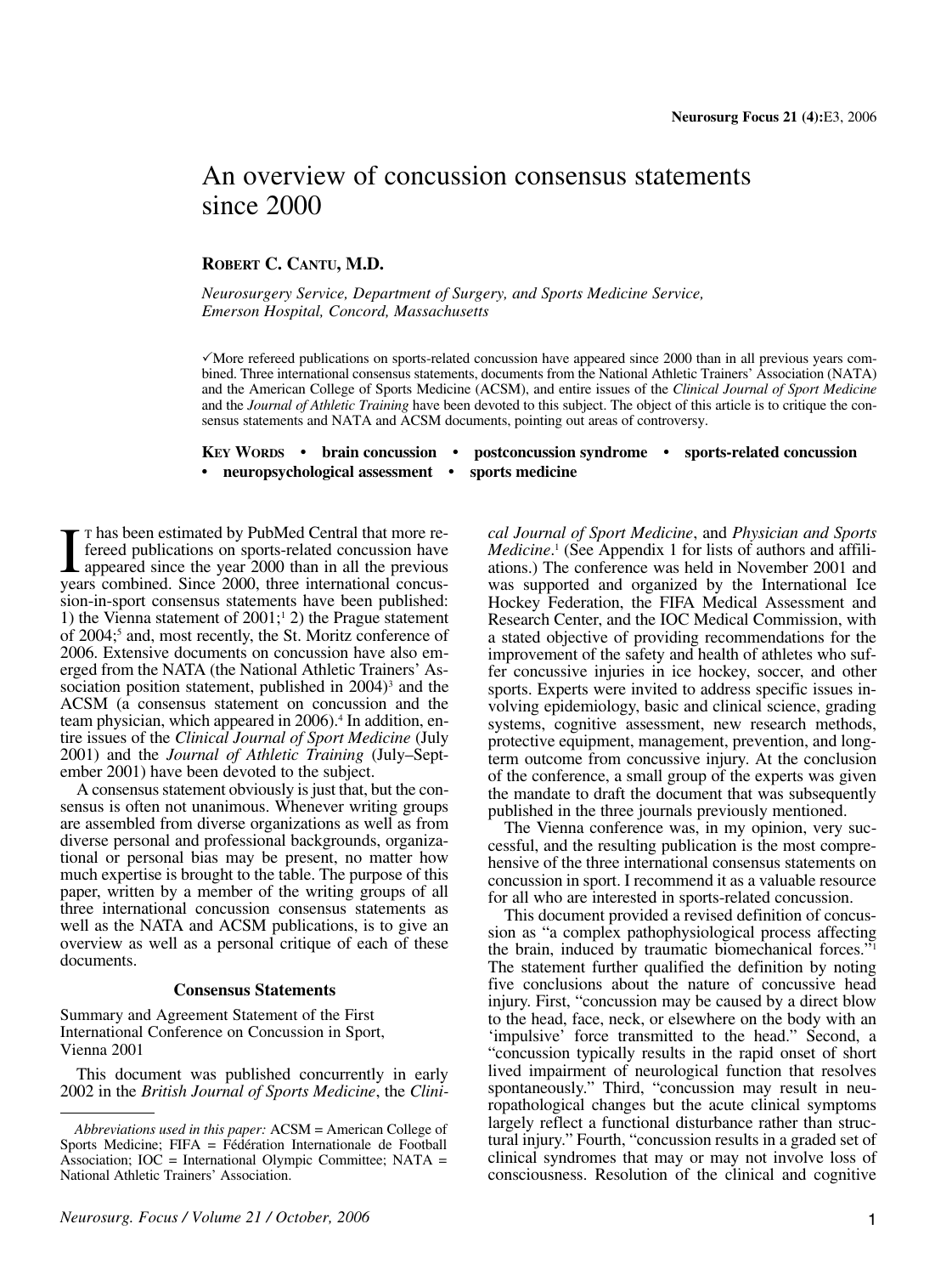# An overview of concussion consensus statements since 2000

**Robert C. Cantu, M.D.**

*Neurosurgery Service, Department of Surgery, and Sports Medicine Service, Emerson Hospital, Concord, Massachusetts*

✓More refereed publications on sports-related concussion have appeared since 2000 than in all previous years combined. Three international consensus statements, documents from the National Athletic Trainers' Association (NATA) and the American College of Sports Medicine (ACSM), and entire issues of the *Clinical Journal of Sport Medicine* and the *Journal of Athletic Training* have been devoted to this subject. The object of this article is to critique the consensus statements and NATA and ACSM documents, pointing out areas of controversy.

**Key Words** • **brain concussion** • **postconcussion syndrome** • **sports-related concussion** • **neuropsychological assessment** • **sports medicine**

It has been estimated by PubMed Central that more refereed publications on sports-related concussion have appeared since the year 2000 than in all the previous years combined. Since 2000, three international concussion-in-sport consensus statements have been published: 1) the Vienna statement of 2001;[1] 2) the Prague statement of 2004;[5] and, most recently, the St. Moritz conference of 2006. Extensive documents on concussion have also emerged from the NATA (the National Athletic Trainers' Association position statement, published in 2004)[3] and the ACSM (a consensus statement on concussion and the team physician, which appeared in 2006).[4] In addition, entire issues of the *Clinical Journal of Sport Medicine* (July 2001) and the *Journal of Athletic Training* (July–September 2001) have been devoted to the subject.

A consensus statement obviously is just that, but the consensus is often not unanimous. Whenever writing groups are assembled from diverse organizations as well as from diverse personal and professional backgrounds, organizational or personal bias may be present, no matter how much expertise is brought to the table. The purpose of this paper, written by a member of the writing groups of all three international concussion consensus statements as well as the NATA and ACSM publications, is to give an overview as well as a personal critique of each of these documents.

## Consensus Statements

### Summary and Agreement Statement of the First International Conference on Concussion in Sport, Vienna 2001

This document was published concurrently in early 2002 in the *British Journal of Sports Medicine*, the *Clinical Journal of Sport Medicine*, and *Physician and Sports Medicine*.[1] (See Appendix 1 for lists of authors and affiliations.) The conference was held in November 2001 and was supported and organized by the International Ice Hockey Federation, the FIFA Medical Assessment and Research Center, and the IOC Medical Commission, with a stated objective of providing recommendations for the improvement of the safety and health of athletes who suffer concussive injuries in ice hockey, soccer, and other sports. Experts were invited to address specific issues involving epidemiology, basic and clinical science, grading systems, cognitive assessment, new research methods, protective equipment, management, prevention, and long-term outcome from concussive injury. At the conclusion of the conference, a small group of the experts was given the mandate to draft the document that was subsequently published in the three journals previously mentioned.

The Vienna conference was, in my opinion, very successful, and the resulting publication is the most comprehensive of the three international consensus statements on concussion in sport. I recommend it as a valuable resource for all who are interested in sports-related concussion.

This document provided a revised definition of concussion as "a complex pathophysiological process affecting the brain, induced by traumatic biomechanical forces."[1] The statement further qualified the definition by noting five conclusions about the nature of concussive head injury. First, "concussion may be caused by a direct blow to the head, face, neck, or elsewhere on the body with an 'impulsive' force transmitted to the head." Second, a "concussion typically results in the rapid onset of short lived impairment of neurological function that resolves spontaneously." Third, "concussion may result in neuropathological changes but the acute clinical symptoms largely reflect a functional disturbance rather than structural injury." Fourth, "concussion results in a graded set of clinical syndromes that may or may not involve loss of consciousness. Resolution of the clinical and cognitive

*Abbreviations used in this paper:* ACSM = American College of Sports Medicine; FIFA = Fédération Internationale de Football Association; IOC = International Olympic Committee; NATA = National Athletic Trainers' Association.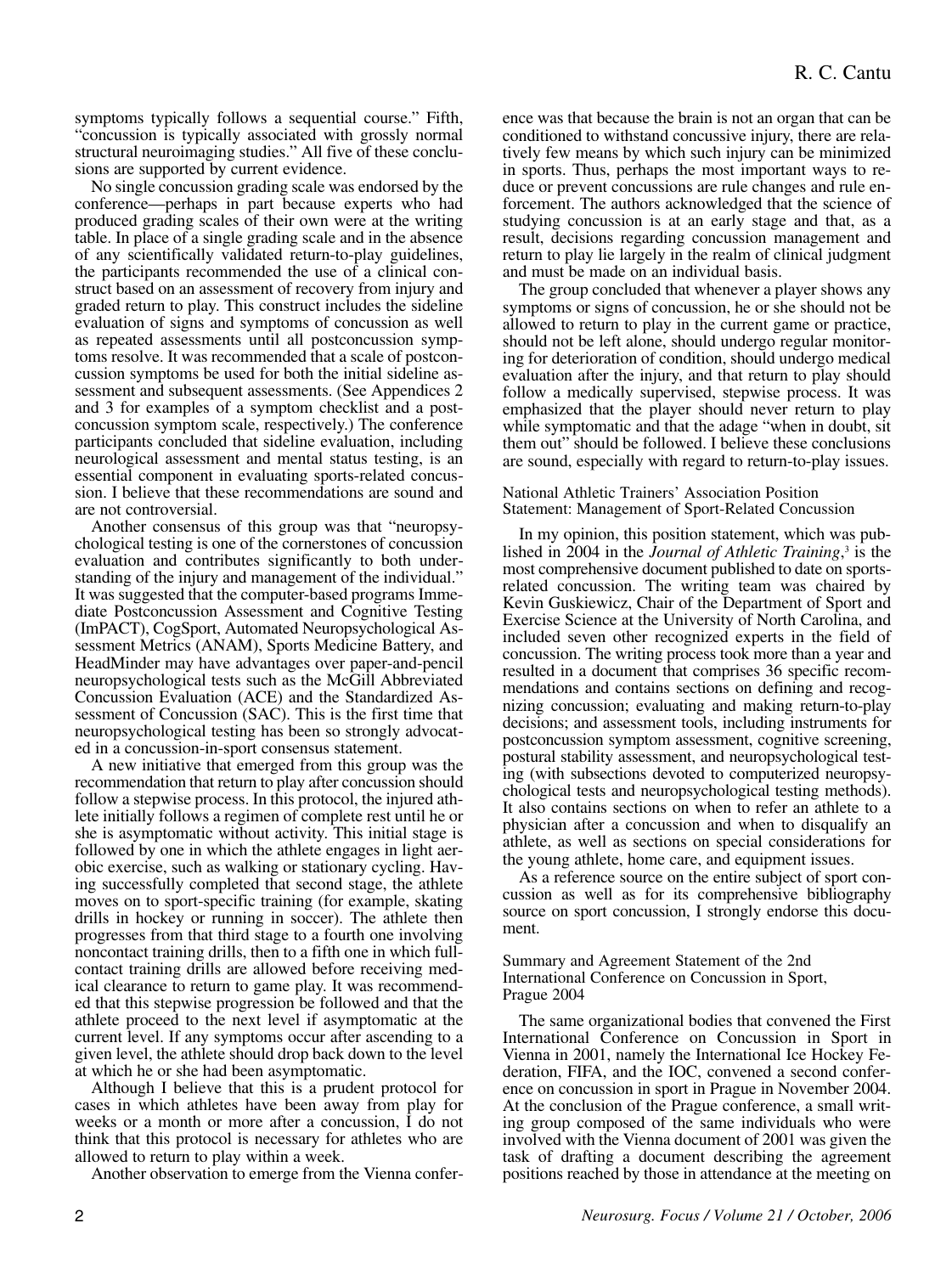symptoms typically follows a sequential course." Fifth, "concussion is typically associated with grossly normal structural neuroimaging studies." All five of these conclusions are supported by current evidence.

No single concussion grading scale was endorsed by the conference—perhaps in part because experts who had produced grading scales of their own were at the writing table. In place of a single grading scale and in the absence of any scientifically validated return-to-play guidelines, the participants recommended the use of a clinical construct based on an assessment of recovery from injury and graded return to play. This construct includes the sideline evaluation of signs and symptoms of concussion as well as repeated assessments until all postconcussion symptoms resolve. It was recommended that a scale of postconcussion symptoms be used for both the initial sideline assessment and subsequent assessments. (See Appendices 2 and 3 for examples of a symptom checklist and a postconcussion symptom scale, respectively.) The conference participants concluded that sideline evaluation, including neurological assessment and mental status testing, is an essential component in evaluating sports-related concussion. I believe that these recommendations are sound and are not controversial.

Another consensus of this group was that "neuropsychological testing is one of the cornerstones of concussion evaluation and contributes significantly to both understanding of the injury and management of the individual." It was suggested that the computer-based programs Immediate Postconcussion Assessment and Cognitive Testing (ImPACT), CogSport, Automated Neuropsychological Assessment Metrics (ANAM), Sports Medicine Battery, and HeadMinder may have advantages over paper-and-pencil neuropsychological tests such as the McGill Abbreviated Concussion Evaluation (ACE) and the Standardized Assessment of Concussion (SAC). This is the first time that neuropsychological testing has been so strongly advocated in a concussion-in-sport consensus statement.

A new initiative that emerged from this group was the recommendation that return to play after concussion should follow a stepwise process. In this protocol, the injured athlete initially follows a regimen of complete rest until he or she is asymptomatic without activity. This initial stage is followed by one in which the athlete engages in light aerobic exercise, such as walking or stationary cycling. Having successfully completed that second stage, the athlete moves on to sport-specific training (for example, skating drills in hockey or running in soccer). The athlete then progresses from that third stage to a fourth one involving noncontact training drills, then to a fifth one in which full-contact training drills are allowed before receiving medical clearance to return to game play. It was recommended that this stepwise progression be followed and that the athlete proceed to the next level if asymptomatic at the current level. If any symptoms occur after ascending to a given level, the athlete should drop back down to the level at which he or she had been asymptomatic.

Although I believe that this is a prudent protocol for cases in which athletes have been away from play for weeks or a month or more after a concussion, I do not think that this protocol is necessary for athletes who are allowed to return to play within a week.

Another observation to emerge from the Vienna conference was that because the brain is not an organ that can be conditioned to withstand concussive injury, there are relatively few means by which such injury can be minimized in sports. Thus, perhaps the most important ways to reduce or prevent concussions are rule changes and rule enforcement. The authors acknowledged that the science of studying concussion is at an early stage and that, as a result, decisions regarding concussion management and return to play lie largely in the realm of clinical judgment and must be made on an individual basis.

The group concluded that whenever a player shows any symptoms or signs of concussion, he or she should not be allowed to return to play in the current game or practice, should not be left alone, should undergo regular monitoring for deterioration of condition, should undergo medical evaluation after the injury, and that return to play should follow a medically supervised, stepwise process. It was emphasized that the player should never return to play while symptomatic and that the adage "when in doubt, sit them out" should be followed. I believe these conclusions are sound, especially with regard to return-to-play issues.

### National Athletic Trainers' Association Position Statement: Management of Sport-Related Concussion

In my opinion, this position statement, which was published in 2004 in the *Journal of Athletic Training*,[3] is the most comprehensive document published to date on sports-related concussion. The writing team was chaired by Kevin Guskiewicz, Chair of the Department of Sport and Exercise Science at the University of North Carolina, and included seven other recognized experts in the field of concussion. The writing process took more than a year and resulted in a document that comprises 36 specific recommendations and contains sections on defining and recognizing concussion; evaluating and making return-to-play decisions; and assessment tools, including instruments for postconcussion symptom assessment, cognitive screening, postural stability assessment, and neuropsychological testing (with subsections devoted to computerized neuropsychological tests and neuropsychological testing methods). It also contains sections on when to refer an athlete to a physician after a concussion and when to disqualify an athlete, as well as sections on special considerations for the young athlete, home care, and equipment issues.

As a reference source on the entire subject of sport concussion as well as for its comprehensive bibliography source on sport concussion, I strongly endorse this document.

### Summary and Agreement Statement of the 2nd International Conference on Concussion in Sport, Prague 2004

The same organizational bodies that convened the First International Conference on Concussion in Sport in Vienna in 2001, namely the International Ice Hockey Federation, FIFA, and the IOC, convened a second conference on concussion in sport in Prague in November 2004. At the conclusion of the Prague conference, a small writing group composed of the same individuals who were involved with the Vienna document of 2001 was given the task of drafting a document describing the agreement positions reached by those in attendance at the meeting on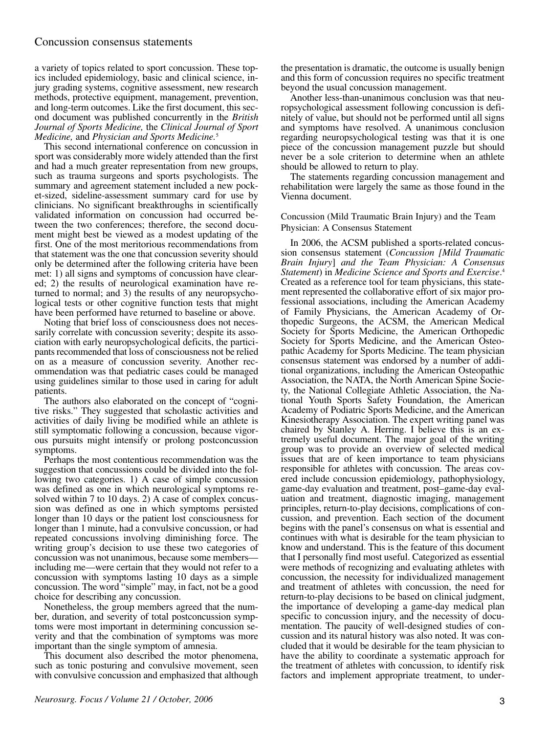a variety of topics related to sport concussion. These topics included epidemiology, basic and clinical science, injury grading systems, cognitive assessment, new research methods, protective equipment, management, prevention, and long-term outcomes. Like the first document, this second document was published concurrently in the *British Journal of Sports Medicine,* the *Clinical Journal of Sport Medicine,* and *Physician and Sports Medicine.*[5]

This second international conference on concussion in sport was considerably more widely attended than the first and had a much greater representation from new groups, such as trauma surgeons and sports psychologists. The summary and agreement statement included a new pocket-sized, sideline-assessment summary card for use by clinicians. No significant breakthroughs in scientifically validated information on concussion had occurred between the two conferences; therefore, the second document might best be viewed as a modest updating of the first. One of the most meritorious recommendations from that statement was the one that concussion severity should only be determined after the following criteria have been met: 1) all signs and symptoms of concussion have cleared; 2) the results of neurological examination have returned to normal; and 3) the results of any neuropsychological tests or other cognitive function tests that might have been performed have returned to baseline or above.

Noting that brief loss of consciousness does not necessarily correlate with concussion severity; despite its association with early neuropsychological deficits, the participants recommended that loss of consciousness not be relied on as a measure of concussion severity. Another recommendation was that pediatric cases could be managed using guidelines similar to those used in caring for adult patients.

The authors also elaborated on the concept of "cognitive risks." They suggested that scholastic activities and activities of daily living be modified while an athlete is still symptomatic following a concussion, because vigorous pursuits might intensify or prolong postconcussion symptoms.

Perhaps the most contentious recommendation was the suggestion that concussions could be divided into the following two categories. 1) A case of simple concussion was defined as one in which neurological symptoms resolved within 7 to 10 days. 2) A case of complex concussion was defined as one in which symptoms persisted longer than 10 days or the patient lost consciousness for longer than 1 minute, had a convulsive concussion, or had repeated concussions involving diminishing force. The writing group's decision to use these two categories of concussion was not unanimous, because some members—including me—were certain that they would not refer to a concussion with symptoms lasting 10 days as a simple concussion. The word "simple" may, in fact, not be a good choice for describing any concussion.

Nonetheless, the group members agreed that the number, duration, and severity of total postconcussion symptoms were most important in determining concussion severity and that the combination of symptoms was more important than the single symptom of amnesia.

This document also described the motor phenomena, such as tonic posturing and convulsive movement, seen with convulsive concussion and emphasized that although the presentation is dramatic, the outcome is usually benign and this form of concussion requires no specific treatment beyond the usual concussion management.

Another less-than-unanimous conclusion was that neuropsychological assessment following concussion is definitely of value, but should not be performed until all signs and symptoms have resolved. A unanimous conclusion regarding neuropsychological testing was that it is one piece of the concussion management puzzle but should never be a sole criterion to determine when an athlete should be allowed to return to play.

The statements regarding concussion management and rehabilitation were largely the same as those found in the Vienna document.

### Concussion (Mild Traumatic Brain Injury) and the Team Physician: A Consensus Statement

In 2006, the ACSM published a sports-related concussion consensus statement (*Concussion [Mild Traumatic Brain Injury] and the Team Physician: A Consensus Statement*) in *Medicine Science and Sports and Exercise*.[4] Created as a reference tool for team physicians, this statement represented the collaborative effort of six major professional associations, including the American Academy of Family Physicians, the American Academy of Orthopedic Surgeons, the ACSM, the American Medical Society for Sports Medicine, the American Orthopedic Society for Sports Medicine, and the American Osteopathic Academy for Sports Medicine. The team physician consensus statement was endorsed by a number of additional organizations, including the American Osteopathic Association, the NATA, the North American Spine Society, the National Collegiate Athletic Association, the National Youth Sports Safety Foundation, the American Academy of Podiatric Sports Medicine, and the American Kinesiotherapy Association. The expert writing panel was chaired by Stanley A. Herring. I believe this is an extremely useful document. The major goal of the writing group was to provide an overview of selected medical issues that are of keen importance to team physicians responsible for athletes with concussion. The areas covered include concussion epidemiology, pathophysiology, game-day evaluation and treatment, post–game-day evaluation and treatment, diagnostic imaging, management principles, return-to-play decisions, complications of concussion, and prevention. Each section of the document begins with the panel's consensus on what is essential and continues with what is desirable for the team physician to know and understand. This is the feature of this document that I personally find most useful. Categorized as essential were methods of recognizing and evaluating athletes with concussion, the necessity for individualized management and treatment of athletes with concussion, the need for return-to-play decisions to be based on clinical judgment, the importance of developing a game-day medical plan specific to concussion injury, and the necessity of documentation. The paucity of well-designed studies of concussion and its natural history was also noted. It was concluded that it would be desirable for the team physician to have the ability to coordinate a systematic approach for the treatment of athletes with concussion, to identify risk factors and implement appropriate treatment, to under-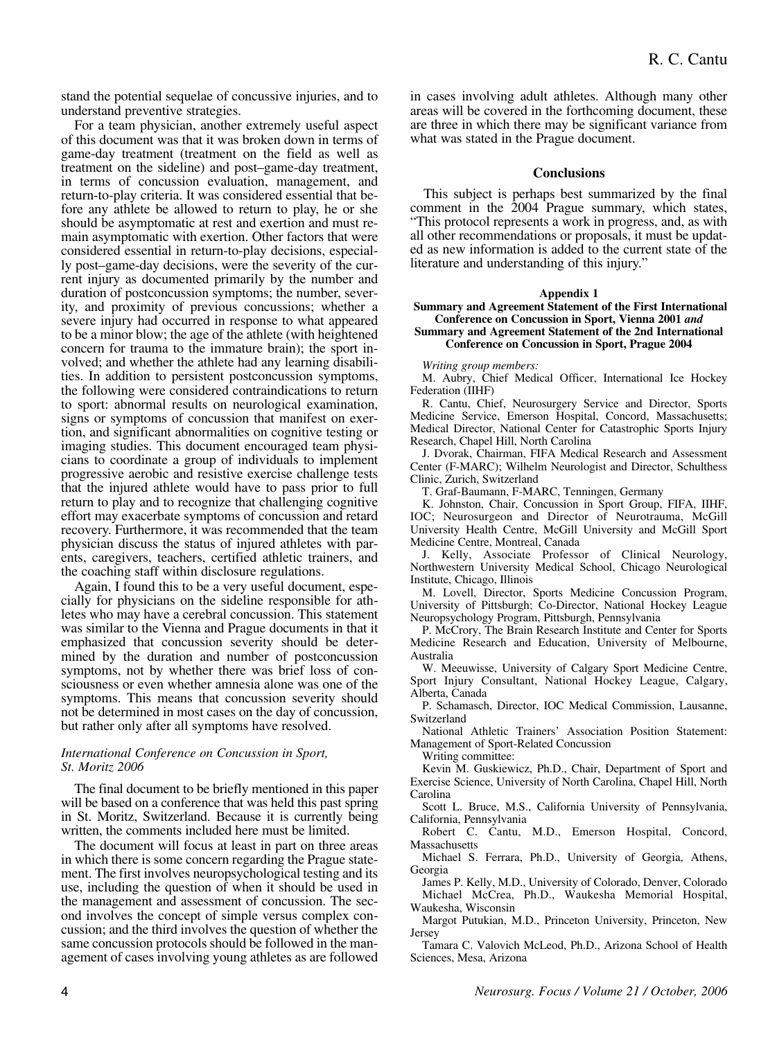stand the potential sequelae of concussive injuries, and to understand preventive strategies.

For a team physician, another extremely useful aspect of this document was that it was broken down in terms of game-day treatment (treatment on the field as well as treatment on the sideline) and post–game-day treatment, in terms of concussion evaluation, management, and return-to-play criteria. It was considered essential that before any athlete be allowed to return to play, he or she should be asymptomatic at rest and exertion and must remain asymptomatic with exertion. Other factors that were considered essential in return-to-play decisions, especially post–game-day decisions, were the severity of the current injury as documented primarily by the number and duration of postconcussion symptoms; the number, severity, and proximity of previous concussions; whether a severe injury had occurred in response to what appeared to be a minor blow; the age of the athlete (with heightened concern for trauma to the immature brain); the sport involved; and whether the athlete had any learning disabilities. In addition to persistent postconcussion symptoms, the following were considered contraindications to return to sport: abnormal results on neurological examination, signs or symptoms of concussion that manifest on exertion, and significant abnormalities on cognitive testing or imaging studies. This document encouraged team physicians to coordinate a group of individuals to implement progressive aerobic and resistive exercise challenge tests that the injured athlete would have to pass prior to full return to play and to recognize that challenging cognitive effort may exacerbate symptoms of concussion and retard recovery. Furthermore, it was recommended that the team physician discuss the status of injured athletes with parents, caregivers, teachers, certified athletic trainers, and the coaching staff within disclosure regulations.

Again, I found this to be a very useful document, especially for physicians on the sideline responsible for athletes who may have a cerebral concussion. This statement was similar to the Vienna and Prague documents in that it emphasized that concussion severity should be determined by the duration and number of postconcussion symptoms, not by whether there was brief loss of consciousness or even whether amnesia alone was one of the symptoms. This means that concussion severity should not be determined in most cases on the day of concussion, but rather only after all symptoms have resolved.

### *International Conference on Concussion in Sport, St. Moritz 2006*

The final document to be briefly mentioned in this paper will be based on a conference that was held this past spring in St. Moritz, Switzerland. Because it is currently being written, the comments included here must be limited.

The document will focus at least in part on three areas in which there is some concern regarding the Prague statement. The first involves neuropsychological testing and its use, including the question of when it should be used in the management and assessment of concussion. The second involves the concept of simple versus complex concussion; and the third involves the question of whether the same concussion protocols should be followed in the management of cases involving young athletes as are followed in cases involving adult athletes. Although many other areas will be covered in the forthcoming document, these are three in which there may be significant variance from what was stated in the Prague document.

## Conclusions

This subject is perhaps best summarized by the final comment in the 2004 Prague summary, which states, "This protocol represents a work in progress, and, as with all other recommendations or proposals, it must be updated as new information is added to the current state of the literature and understanding of this injury."

#### Appendix 1

**Summary and Agreement Statement of the First International Conference on Concussion in Sport, Vienna 2001 *and* Summary and Agreement Statement of the 2nd International Conference on Concussion in Sport, Prague 2004**

*Writing group members:*

M. Aubry, Chief Medical Officer, International Ice Hockey Federation (IIHF)

R. Cantu, Chief, Neurosurgery Service and Director, Sports Medicine Service, Emerson Hospital, Concord, Massachusetts; Medical Director, National Center for Catastrophic Sports Injury Research, Chapel Hill, North Carolina

J. Dvorak, Chairman, FIFA Medical Research and Assessment Center (F-MARC); Wilhelm Neurologist and Director, Schulthess Clinic, Zurich, Switzerland

T. Graf-Baumann, F-MARC, Tenningen, Germany

K. Johnston, Chair, Concussion in Sport Group, FIFA, IIHF, IOC; Neurosurgeon and Director of Neurotrauma, McGill University Health Centre, McGill University and McGill Sport Medicine Centre, Montreal, Canada

J. Kelly, Associate Professor of Clinical Neurology, Northwestern University Medical School, Chicago Neurological Institute, Chicago, Illinois

M. Lovell, Director, Sports Medicine Concussion Program, University of Pittsburgh; Co-Director, National Hockey League Neuropsychology Program, Pittsburgh, Pennsylvania

P. McCrory, The Brain Research Institute and Center for Sports Medicine Research and Education, University of Melbourne, Australia

W. Meeuwisse, University of Calgary Sport Medicine Centre, Sport Injury Consultant, National Hockey League, Calgary, Alberta, Canada

P. Schamasch, Director, IOC Medical Commission, Lausanne, Switzerland

National Athletic Trainers' Association Position Statement: Management of Sport-Related Concussion

Writing committee:

Kevin M. Guskiewicz, Ph.D., Chair, Department of Sport and Exercise Science, University of North Carolina, Chapel Hill, North Carolina

Scott L. Bruce, M.S., California University of Pennsylvania, California, Pennsylvania

Robert C. Cantu, M.D., Emerson Hospital, Concord, Massachusetts

Michael S. Ferrara, Ph.D., University of Georgia, Athens, Georgia

James P. Kelly, M.D., University of Colorado, Denver, Colorado

Michael McCrea, Ph.D., Waukesha Memorial Hospital, Waukesha, Wisconsin

Margot Putukian, M.D., Princeton University, Princeton, New Jersey

Tamara C. Valovich McLeod, Ph.D., Arizona School of Health Sciences, Mesa, Arizona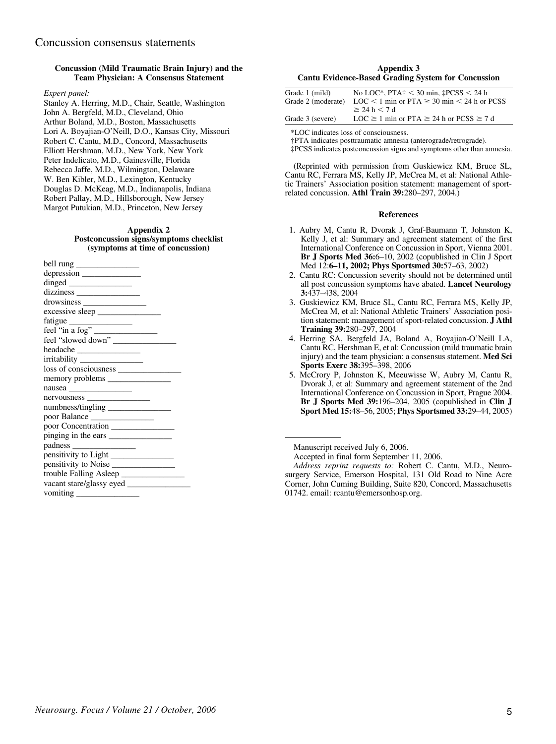Concussion consensus statements

### Concussion (Mild Traumatic Brain Injury) and the Team Physician: A Consensus Statement

*Expert panel:*

Stanley A. Herring, M.D., Chair, Seattle, Washington
John A. Bergfeld, M.D., Cleveland, Ohio
Arthur Boland, M.D., Boston, Massachusetts
Lori A. Boyajian-O'Neill, D.O., Kansas City, Missouri
Robert C. Cantu, M.D., Concord, Massachusetts
Elliott Hershman, M.D., New York, New York
Peter Indelicato, M.D., Gainesville, Florida
Rebecca Jaffe, M.D., Wilmington, Delaware
W. Ben Kibler, M.D., Lexington, Kentucky
Douglas D. McKeag, M.D., Indianapolis, Indiana
Robert Pallay, M.D., Hillsborough, New Jersey
Margot Putukian, M.D., Princeton, New Jersey

### Appendix 2
### Postconcussion signs/symptoms checklist (symptoms at time of concussion)

bell rung _______________
depression _______________
dinged _______________
dizziness _______________
drowsiness _______________
excessive sleep _______________
fatigue _______________
feel "in a fog" _______________
feel "slowed down" _______________
headache _______________
irritability _______________
loss of consciousness _______________
memory problems _______________
nausea _______________
nervousness _______________
numbness/tingling _______________
poor Balance _______________
poor Concentration _______________
pinging in the ears _______________
padness _______________
pensitivity to Light _______________
pensitivity to Noise _______________
trouble Falling Asleep _______________
vacant stare/glassy eyed _______________
vomiting _______________

### Appendix 3
### Cantu Evidence-Based Grading System for Concussion

| | |
|---|---|
| Grade 1 (mild) | No LOC*, PTA† < 30 min, ‡PCSS < 24 h |
| Grade 2 (moderate) | LOC < 1 min or PTA ≥ 30 min < 24 h or PCSS ≥ 24 h < 7 d |
| Grade 3 (severe) | LOC ≥ 1 min or PTA ≥ 24 h or PCSS ≥ 7 d |

*LOC indicates loss of consciousness.
†PTA indicates posttraumatic amnesia (anterograde/retrograde).
‡PCSS indicates postconcussion signs and symptoms other than amnesia.

(Reprinted with permission from Guskiewicz KM, Bruce SL, Cantu RC, Ferrara MS, Kelly JP, McCrea M, et al: National Athletic Trainers' Association position statement: management of sport-related concussion. **Athl Train 39:**280–297, 2004.)

### References

1. Aubry M, Cantu R, Dvorak J, Graf-Baumann T, Johnston K, Kelly J, et al: Summary and agreement statement of the first International Conference on Concussion in Sport, Vienna 2001. **Br J Sports Med 36:**6–10, 2002 (copublished in Clin J Sport Med 12:**6–11, 2002; Phys Sportsmed 30:**57–63, 2002)
2. Cantu RC: Concussion severity should not be determined until all post concussion symptoms have abated. **Lancet Neurology 3:**437–438, 2004
3. Guskiewicz KM, Bruce SL, Cantu RC, Ferrara MS, Kelly JP, McCrea M, et al: National Athletic Trainers' Association position statement: management of sport-related concussion. **J Athl Training 39:**280–297, 2004
4. Herring SA, Bergfeld JA, Boland A, Boyajian-O'Neill LA, Cantu RC, Hershman E, et al: Concussion (mild traumatic brain injury) and the team physician: a consensus statement. **Med Sci Sports Exerc 38:**395–398, 2006
5. McCrory P, Johnston K, Meeuwisse W, Aubry M, Cantu R, Dvorak J, et al: Summary and agreement statement of the 2nd International Conference on Concussion in Sport, Prague 2004. **Br J Sports Med 39:**196–204, 2005 (copublished in **Clin J Sport Med 15:**48–56, 2005; **Phys Sportsmed 33:**29–44, 2005)

---

Manuscript received July 6, 2006.

Accepted in final form September 11, 2006.

*Address reprint requests to:* Robert C. Cantu, M.D., Neurosurgery Service, Emerson Hospital, 131 Old Road to Nine Acre Corner, John Cuming Building, Suite 820, Concord, Massachusetts 01742. email: rcantu@emersonhosp.org.